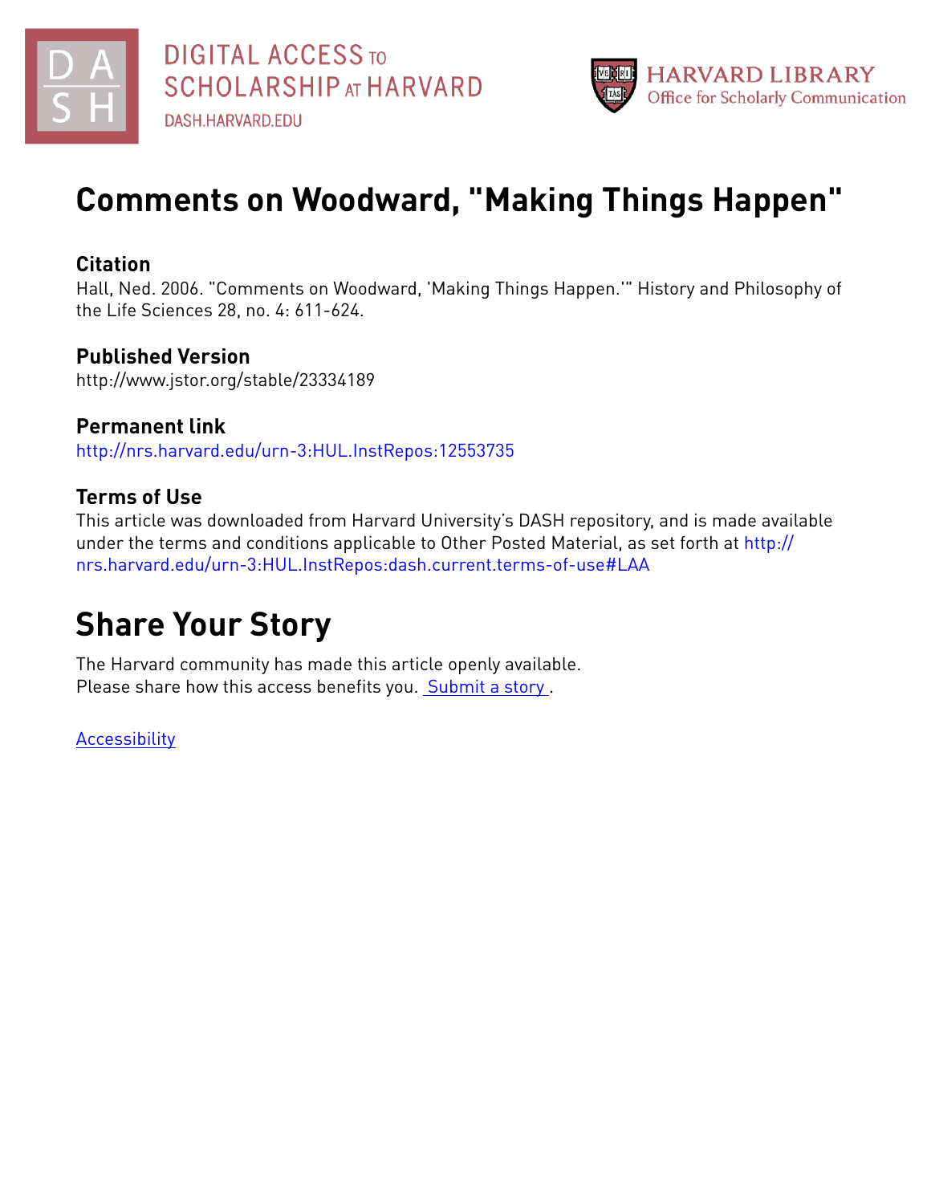DIGITAL ACCESS TO SCHOLARSHIP AT HARVARD

DASH.HARVARD.EDU

HARVARD LIBRARY
Office for Scholarly Communication

# Comments on Woodward, "Making Things Happen"

## Citation

Hall, Ned. 2006. "Comments on Woodward, 'Making Things Happen.'" History and Philosophy of the Life Sciences 28, no. 4: 611-624.

## Published Version

http://www.jstor.org/stable/23334189

## Permanent link

http://nrs.harvard.edu/urn-3:HUL.InstRepos:12553735

## Terms of Use

This article was downloaded from Harvard University's DASH repository, and is made available under the terms and conditions applicable to Other Posted Material, as set forth at http://nrs.harvard.edu/urn-3:HUL.InstRepos:dash.current.terms-of-use#LAA

# Share Your Story

The Harvard community has made this article openly available.
Please share how this access benefits you. Submit a story .

Accessibility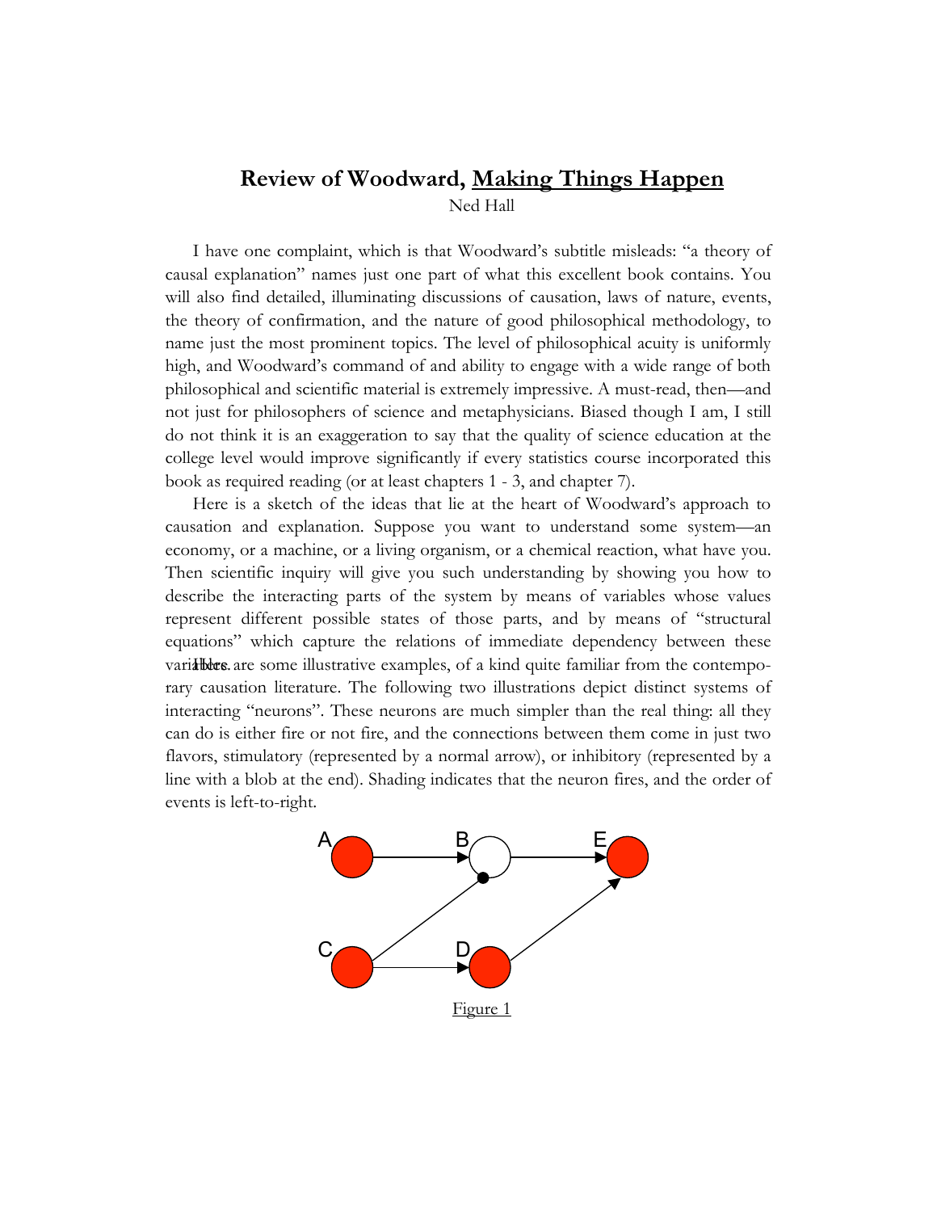# Review of Woodward, Making Things Happen

Ned Hall

I have one complaint, which is that Woodward's subtitle misleads: "a theory of causal explanation" names just one part of what this excellent book contains. You will also find detailed, illuminating discussions of causation, laws of nature, events, the theory of confirmation, and the nature of good philosophical methodology, to name just the most prominent topics. The level of philosophical acuity is uniformly high, and Woodward's command of and ability to engage with a wide range of both philosophical and scientific material is extremely impressive. A must-read, then—and not just for philosophers of science and metaphysicians. Biased though I am, I still do not think it is an exaggeration to say that the quality of science education at the college level would improve significantly if every statistics course incorporated this book as required reading (or at least chapters 1 - 3, and chapter 7).

Here is a sketch of the ideas that lie at the heart of Woodward's approach to causation and explanation. Suppose you want to understand some system—an economy, or a machine, or a living organism, or a chemical reaction, what have you. Then scientific inquiry will give you such understanding by showing you how to describe the interacting parts of the system by means of variables whose values represent different possible states of those parts, and by means of "structural equations" which capture the relations of immediate dependency between these variables.

Here are some illustrative examples, of a kind quite familiar from the contemporary causation literature. The following two illustrations depict distinct systems of interacting "neurons". These neurons are much simpler than the real thing: all they can do is either fire or not fire, and the connections between them come in just two flavors, stimulatory (represented by a normal arrow), or inhibitory (represented by a line with a blob at the end). Shading indicates that the neuron fires, and the order of events is left-to-right.

Figure 1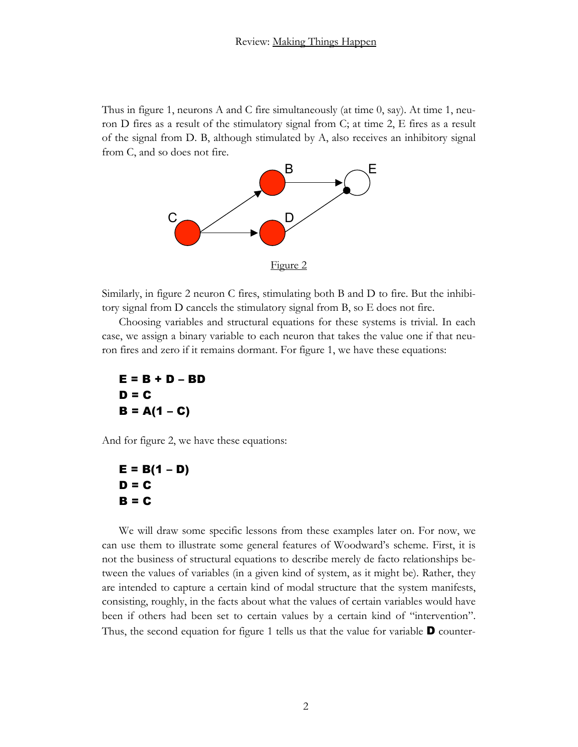Thus in figure 1, neurons A and C fire simultaneously (at time 0, say). At time 1, neuron D fires as a result of the stimulatory signal from C; at time 2, E fires as a result of the signal from D. B, although stimulated by A, also receives an inhibitory signal from C, and so does not fire.

Figure 2

Similarly, in figure 2 neuron C fires, stimulating both B and D to fire. But the inhibitory signal from D cancels the stimulatory signal from B, so E does not fire.

Choosing variables and structural equations for these systems is trivial. In each case, we assign a binary variable to each neuron that takes the value one if that neuron fires and zero if it remains dormant. For figure 1, we have these equations:

$$\mathbf{E} = \mathbf{B} + \mathbf{D} - \mathbf{BD}$$
$$\mathbf{D} = \mathbf{C}$$
$$\mathbf{B} = \mathbf{A}(1 - \mathbf{C})$$

And for figure 2, we have these equations:

$$\mathbf{E} = \mathbf{B}(1 - \mathbf{D})$$
$$\mathbf{D} = \mathbf{C}$$
$$\mathbf{B} = \mathbf{C}$$

We will draw some specific lessons from these examples later on. For now, we can use them to illustrate some general features of Woodward's scheme. First, it is not the business of structural equations to describe merely de facto relationships between the values of variables (in a given kind of system, as it might be). Rather, they are intended to capture a certain kind of modal structure that the system manifests, consisting, roughly, in the facts about what the values of certain variables would have been if others had been set to certain values by a certain kind of "intervention". Thus, the second equation for figure 1 tells us that the value for variable **D** counter-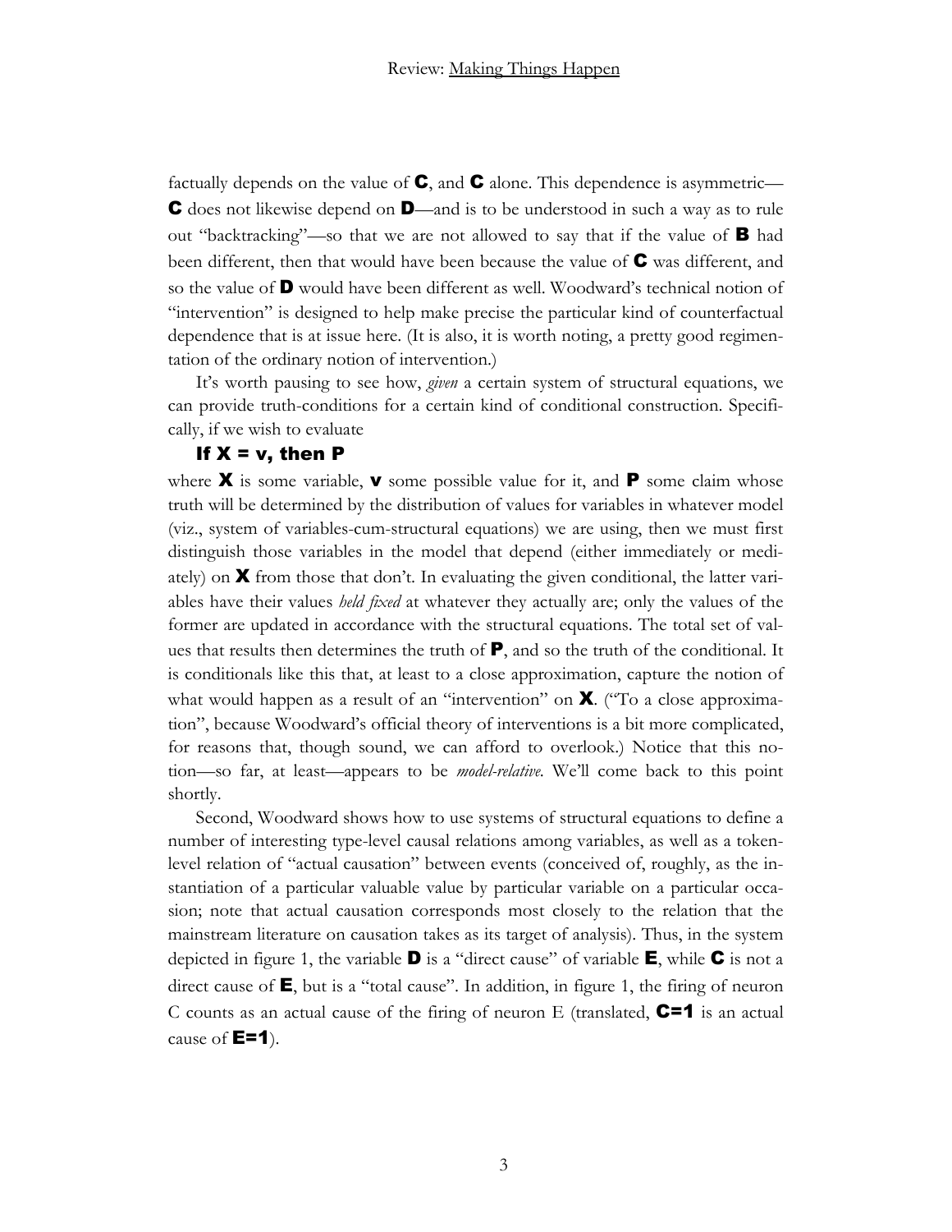factually depends on the value of **C**, and **C** alone. This dependence is asymmetric—**C** does not likewise depend on **D**—and is to be understood in such a way as to rule out "backtracking"—so that we are not allowed to say that if the value of **B** had been different, then that would have been because the value of **C** was different, and so the value of **D** would have been different as well. Woodward's technical notion of "intervention" is designed to help make precise the particular kind of counterfactual dependence that is at issue here. (It is also, it is worth noting, a pretty good regimentation of the ordinary notion of intervention.)

It's worth pausing to see how, *given* a certain system of structural equations, we can provide truth-conditions for a certain kind of conditional construction. Specifically, if we wish to evaluate

**If X = v, then P**

where **X** is some variable, **v** some possible value for it, and **P** some claim whose truth will be determined by the distribution of values for variables in whatever model (viz., system of variables-cum-structural equations) we are using, then we must first distinguish those variables in the model that depend (either immediately or mediately) on **X** from those that don't. In evaluating the given conditional, the latter variables have their values *held fixed* at whatever they actually are; only the values of the former are updated in accordance with the structural equations. The total set of values that results then determines the truth of **P**, and so the truth of the conditional. It is conditionals like this that, at least to a close approximation, capture the notion of what would happen as a result of an "intervention" on **X**. ("To a close approximation", because Woodward's official theory of interventions is a bit more complicated, for reasons that, though sound, we can afford to overlook.) Notice that this notion—so far, at least—appears to be *model-relative*. We'll come back to this point shortly.

Second, Woodward shows how to use systems of structural equations to define a number of interesting type-level causal relations among variables, as well as a token-level relation of "actual causation" between events (conceived of, roughly, as the instantiation of a particular valuable value by particular variable on a particular occasion; note that actual causation corresponds most closely to the relation that the mainstream literature on causation takes as its target of analysis). Thus, in the system depicted in figure 1, the variable **D** is a "direct cause" of variable **E**, while **C** is not a direct cause of **E**, but is a "total cause". In addition, in figure 1, the firing of neuron C counts as an actual cause of the firing of neuron E (translated, **C=1** is an actual cause of **E=1**).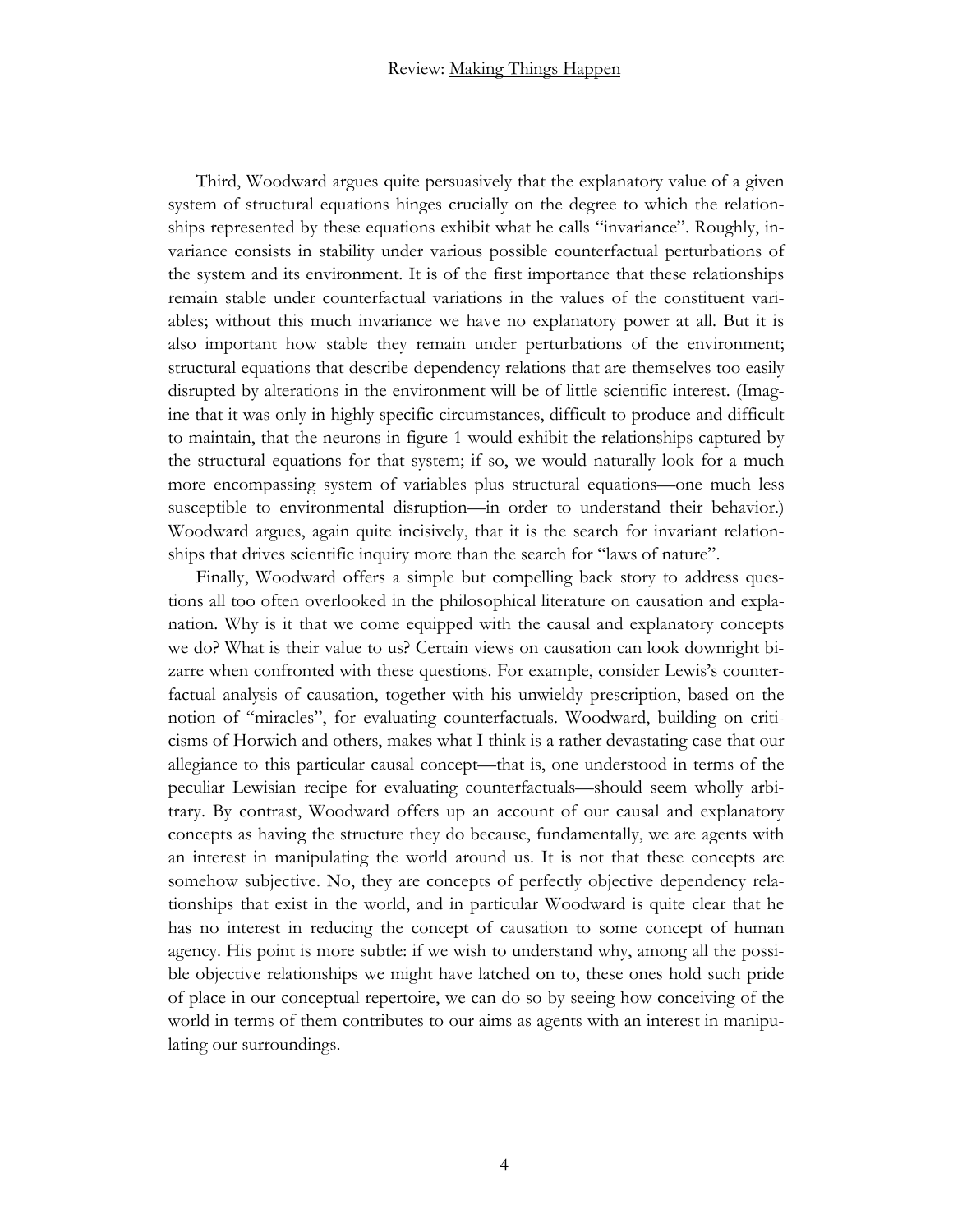Third, Woodward argues quite persuasively that the explanatory value of a given system of structural equations hinges crucially on the degree to which the relationships represented by these equations exhibit what he calls "invariance". Roughly, invariance consists in stability under various possible counterfactual perturbations of the system and its environment. It is of the first importance that these relationships remain stable under counterfactual variations in the values of the constituent variables; without this much invariance we have no explanatory power at all. But it is also important how stable they remain under perturbations of the environment; structural equations that describe dependency relations that are themselves too easily disrupted by alterations in the environment will be of little scientific interest. (Imagine that it was only in highly specific circumstances, difficult to produce and difficult to maintain, that the neurons in figure 1 would exhibit the relationships captured by the structural equations for that system; if so, we would naturally look for a much more encompassing system of variables plus structural equations—one much less susceptible to environmental disruption—in order to understand their behavior.) Woodward argues, again quite incisively, that it is the search for invariant relationships that drives scientific inquiry more than the search for "laws of nature".

Finally, Woodward offers a simple but compelling back story to address questions all too often overlooked in the philosophical literature on causation and explanation. Why is it that we come equipped with the causal and explanatory concepts we do? What is their value to us? Certain views on causation can look downright bizarre when confronted with these questions. For example, consider Lewis's counterfactual analysis of causation, together with his unwieldy prescription, based on the notion of "miracles", for evaluating counterfactuals. Woodward, building on criticisms of Horwich and others, makes what I think is a rather devastating case that our allegiance to this particular causal concept—that is, one understood in terms of the peculiar Lewisian recipe for evaluating counterfactuals—should seem wholly arbitrary. By contrast, Woodward offers up an account of our causal and explanatory concepts as having the structure they do because, fundamentally, we are agents with an interest in manipulating the world around us. It is not that these concepts are somehow subjective. No, they are concepts of perfectly objective dependency relationships that exist in the world, and in particular Woodward is quite clear that he has no interest in reducing the concept of causation to some concept of human agency. His point is more subtle: if we wish to understand why, among all the possible objective relationships we might have latched on to, these ones hold such pride of place in our conceptual repertoire, we can do so by seeing how conceiving of the world in terms of them contributes to our aims as agents with an interest in manipulating our surroundings.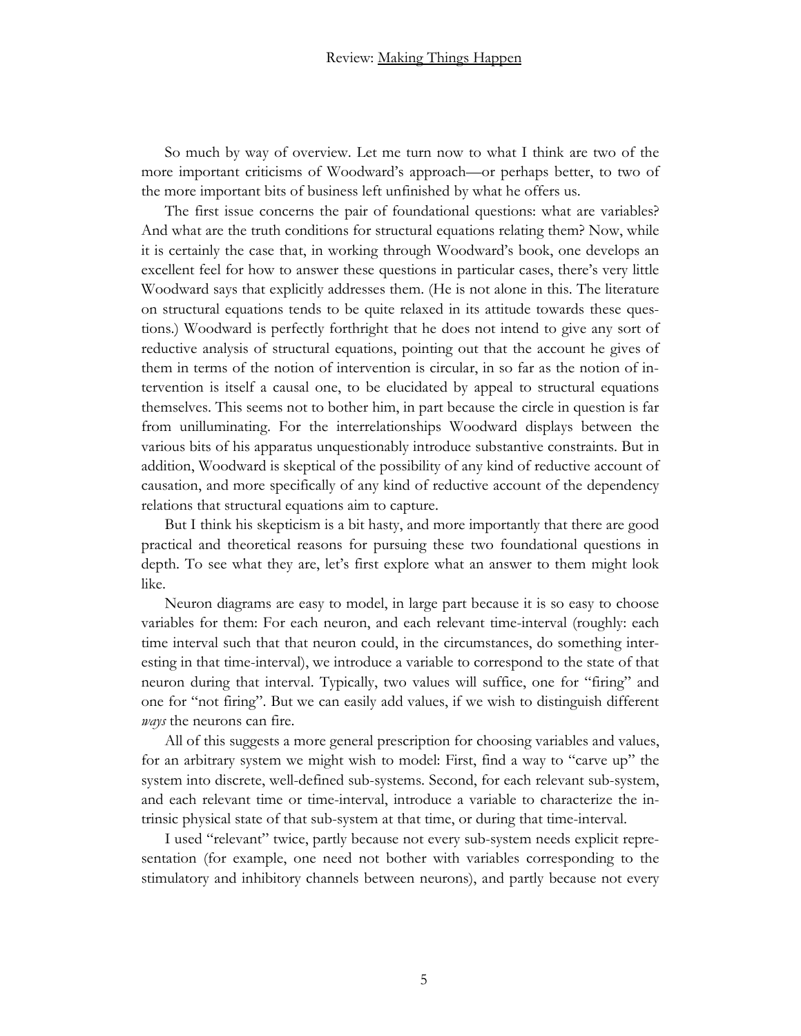So much by way of overview. Let me turn now to what I think are two of the more important criticisms of Woodward's approach—or perhaps better, to two of the more important bits of business left unfinished by what he offers us.

The first issue concerns the pair of foundational questions: what are variables? And what are the truth conditions for structural equations relating them? Now, while it is certainly the case that, in working through Woodward's book, one develops an excellent feel for how to answer these questions in particular cases, there's very little Woodward says that explicitly addresses them. (He is not alone in this. The literature on structural equations tends to be quite relaxed in its attitude towards these questions.) Woodward is perfectly forthright that he does not intend to give any sort of reductive analysis of structural equations, pointing out that the account he gives of them in terms of the notion of intervention is circular, in so far as the notion of intervention is itself a causal one, to be elucidated by appeal to structural equations themselves. This seems not to bother him, in part because the circle in question is far from unilluminating. For the interrelationships Woodward displays between the various bits of his apparatus unquestionably introduce substantive constraints. But in addition, Woodward is skeptical of the possibility of any kind of reductive account of causation, and more specifically of any kind of reductive account of the dependency relations that structural equations aim to capture.

But I think his skepticism is a bit hasty, and more importantly that there are good practical and theoretical reasons for pursuing these two foundational questions in depth. To see what they are, let's first explore what an answer to them might look like.

Neuron diagrams are easy to model, in large part because it is so easy to choose variables for them: For each neuron, and each relevant time-interval (roughly: each time interval such that that neuron could, in the circumstances, do something interesting in that time-interval), we introduce a variable to correspond to the state of that neuron during that interval. Typically, two values will suffice, one for "firing" and one for "not firing". But we can easily add values, if we wish to distinguish different *ways* the neurons can fire.

All of this suggests a more general prescription for choosing variables and values, for an arbitrary system we might wish to model: First, find a way to "carve up" the system into discrete, well-defined sub-systems. Second, for each relevant sub-system, and each relevant time or time-interval, introduce a variable to characterize the intrinsic physical state of that sub-system at that time, or during that time-interval.

I used "relevant" twice, partly because not every sub-system needs explicit representation (for example, one need not bother with variables corresponding to the stimulatory and inhibitory channels between neurons), and partly because not every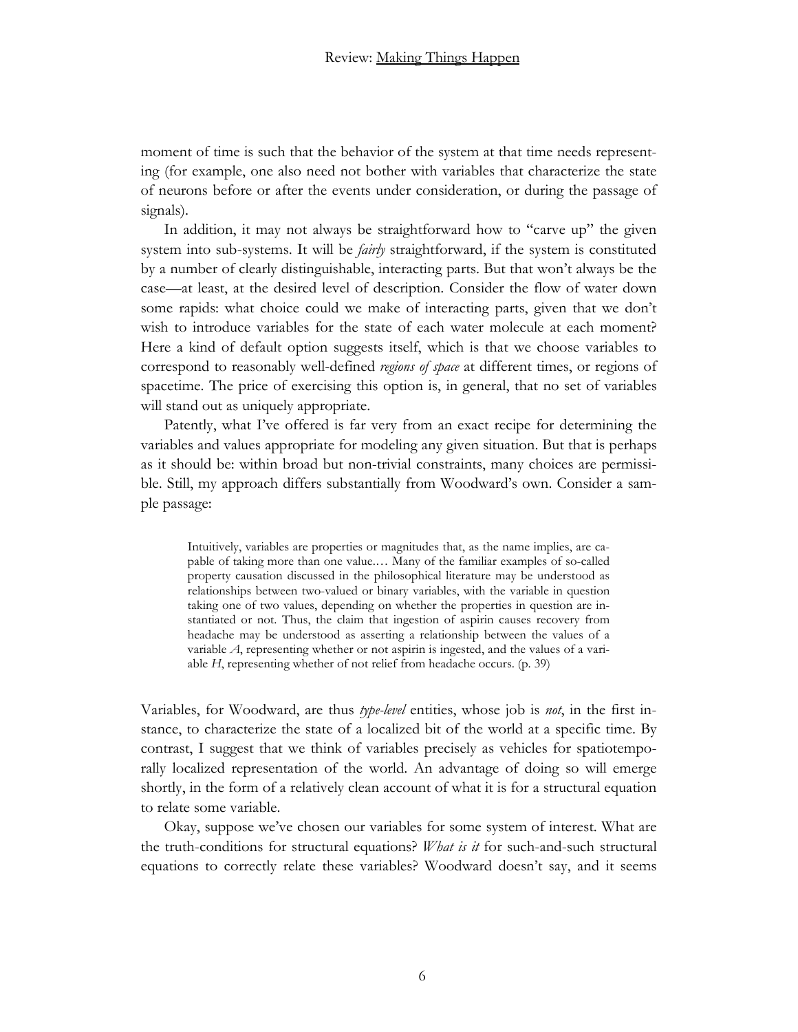moment of time is such that the behavior of the system at that time needs representing (for example, one also need not bother with variables that characterize the state of neurons before or after the events under consideration, or during the passage of signals).

In addition, it may not always be straightforward how to "carve up" the given system into sub-systems. It will be *fairly* straightforward, if the system is constituted by a number of clearly distinguishable, interacting parts. But that won't always be the case—at least, at the desired level of description. Consider the flow of water down some rapids: what choice could we make of interacting parts, given that we don't wish to introduce variables for the state of each water molecule at each moment? Here a kind of default option suggests itself, which is that we choose variables to correspond to reasonably well-defined *regions of space* at different times, or regions of spacetime. The price of exercising this option is, in general, that no set of variables will stand out as uniquely appropriate.

Patently, what I've offered is far very from an exact recipe for determining the variables and values appropriate for modeling any given situation. But that is perhaps as it should be: within broad but non-trivial constraints, many choices are permissible. Still, my approach differs substantially from Woodward's own. Consider a sample passage:

> Intuitively, variables are properties or magnitudes that, as the name implies, are capable of taking more than one value.… Many of the familiar examples of so-called property causation discussed in the philosophical literature may be understood as relationships between two-valued or binary variables, with the variable in question taking one of two values, depending on whether the properties in question are instantiated or not. Thus, the claim that ingestion of aspirin causes recovery from headache may be understood as asserting a relationship between the values of a variable $A$, representing whether or not aspirin is ingested, and the values of a variable $H$, representing whether of not relief from headache occurs. (p. 39)

Variables, for Woodward, are thus *type-level* entities, whose job is *not*, in the first instance, to characterize the state of a localized bit of the world at a specific time. By contrast, I suggest that we think of variables precisely as vehicles for spatiotemporally localized representation of the world. An advantage of doing so will emerge shortly, in the form of a relatively clean account of what it is for a structural equation to relate some variable.

Okay, suppose we've chosen our variables for some system of interest. What are the truth-conditions for structural equations? *What is it* for such-and-such structural equations to correctly relate these variables? Woodward doesn't say, and it seems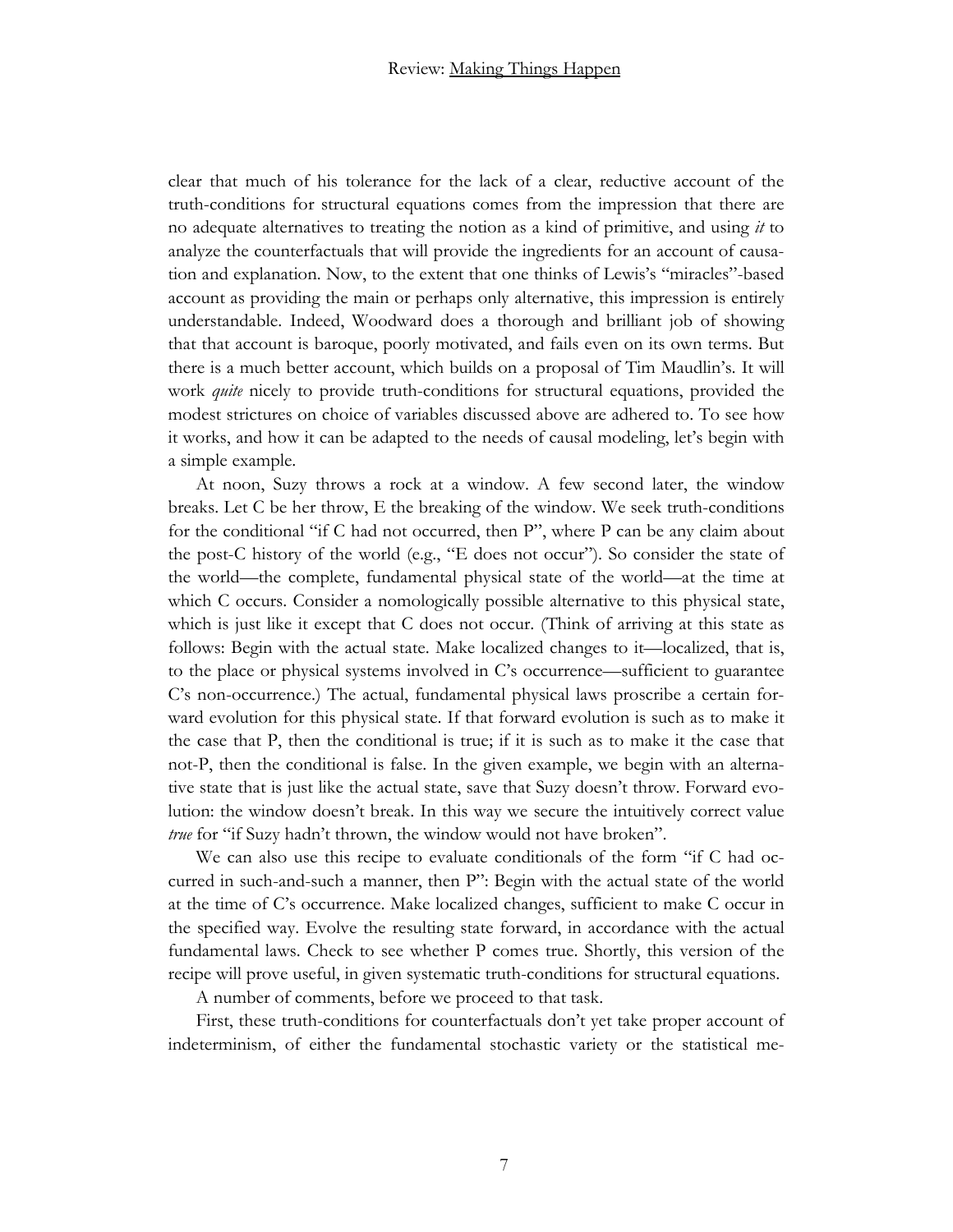clear that much of his tolerance for the lack of a clear, reductive account of the truth-conditions for structural equations comes from the impression that there are no adequate alternatives to treating the notion as a kind of primitive, and using *it* to analyze the counterfactuals that will provide the ingredients for an account of causation and explanation. Now, to the extent that one thinks of Lewis's "miracles"-based account as providing the main or perhaps only alternative, this impression is entirely understandable. Indeed, Woodward does a thorough and brilliant job of showing that that account is baroque, poorly motivated, and fails even on its own terms. But there is a much better account, which builds on a proposal of Tim Maudlin's. It will work *quite* nicely to provide truth-conditions for structural equations, provided the modest strictures on choice of variables discussed above are adhered to. To see how it works, and how it can be adapted to the needs of causal modeling, let's begin with a simple example.

At noon, Suzy throws a rock at a window. A few second later, the window breaks. Let C be her throw, E the breaking of the window. We seek truth-conditions for the conditional "if C had not occurred, then P", where P can be any claim about the post-C history of the world (e.g., "E does not occur"). So consider the state of the world—the complete, fundamental physical state of the world—at the time at which C occurs. Consider a nomologically possible alternative to this physical state, which is just like it except that C does not occur. (Think of arriving at this state as follows: Begin with the actual state. Make localized changes to it—localized, that is, to the place or physical systems involved in C's occurrence—sufficient to guarantee C's non-occurrence.) The actual, fundamental physical laws proscribe a certain forward evolution for this physical state. If that forward evolution is such as to make it the case that P, then the conditional is true; if it is such as to make it the case that not-P, then the conditional is false. In the given example, we begin with an alternative state that is just like the actual state, save that Suzy doesn't throw. Forward evolution: the window doesn't break. In this way we secure the intuitively correct value *true* for "if Suzy hadn't thrown, the window would not have broken".

We can also use this recipe to evaluate conditionals of the form "if C had occurred in such-and-such a manner, then P": Begin with the actual state of the world at the time of C's occurrence. Make localized changes, sufficient to make C occur in the specified way. Evolve the resulting state forward, in accordance with the actual fundamental laws. Check to see whether P comes true. Shortly, this version of the recipe will prove useful, in given systematic truth-conditions for structural equations.

A number of comments, before we proceed to that task.

First, these truth-conditions for counterfactuals don't yet take proper account of indeterminism, of either the fundamental stochastic variety or the statistical me-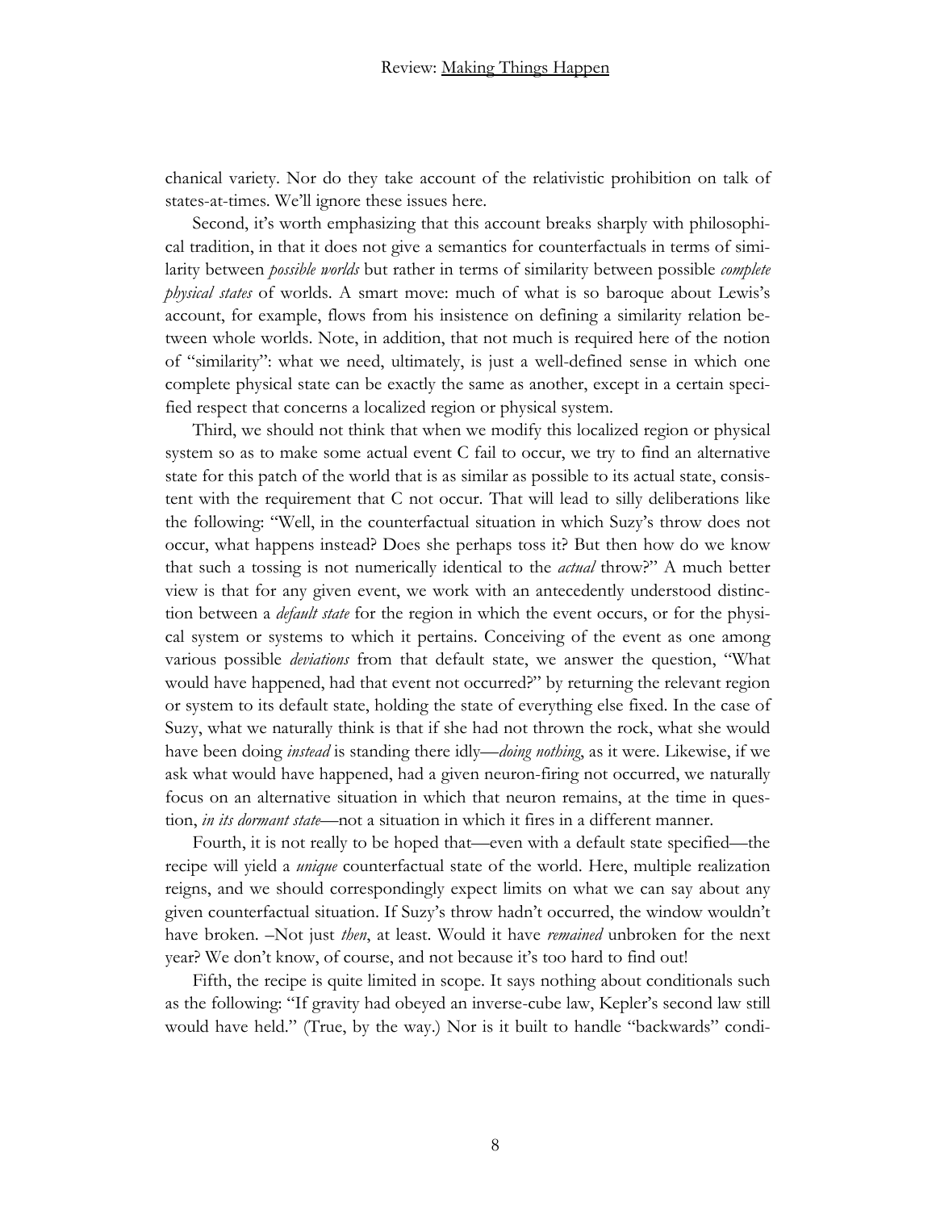chanical variety. Nor do they take account of the relativistic prohibition on talk of states-at-times. We'll ignore these issues here.

Second, it's worth emphasizing that this account breaks sharply with philosophical tradition, in that it does not give a semantics for counterfactuals in terms of similarity between *possible worlds* but rather in terms of similarity between possible *complete physical states* of worlds. A smart move: much of what is so baroque about Lewis's account, for example, flows from his insistence on defining a similarity relation between whole worlds. Note, in addition, that not much is required here of the notion of "similarity": what we need, ultimately, is just a well-defined sense in which one complete physical state can be exactly the same as another, except in a certain specified respect that concerns a localized region or physical system.

Third, we should not think that when we modify this localized region or physical system so as to make some actual event C fail to occur, we try to find an alternative state for this patch of the world that is as similar as possible to its actual state, consistent with the requirement that C not occur. That will lead to silly deliberations like the following: "Well, in the counterfactual situation in which Suzy's throw does not occur, what happens instead? Does she perhaps toss it? But then how do we know that such a tossing is not numerically identical to the *actual* throw?" A much better view is that for any given event, we work with an antecedently understood distinction between a *default state* for the region in which the event occurs, or for the physical system or systems to which it pertains. Conceiving of the event as one among various possible *deviations* from that default state, we answer the question, "What would have happened, had that event not occurred?" by returning the relevant region or system to its default state, holding the state of everything else fixed. In the case of Suzy, what we naturally think is that if she had not thrown the rock, what she would have been doing *instead* is standing there idly—*doing nothing*, as it were. Likewise, if we ask what would have happened, had a given neuron-firing not occurred, we naturally focus on an alternative situation in which that neuron remains, at the time in question, *in its dormant state*—not a situation in which it fires in a different manner.

Fourth, it is not really to be hoped that—even with a default state specified—the recipe will yield a *unique* counterfactual state of the world. Here, multiple realization reigns, and we should correspondingly expect limits on what we can say about any given counterfactual situation. If Suzy's throw hadn't occurred, the window wouldn't have broken. –Not just *then*, at least. Would it have *remained* unbroken for the next year? We don't know, of course, and not because it's too hard to find out!

Fifth, the recipe is quite limited in scope. It says nothing about conditionals such as the following: "If gravity had obeyed an inverse-cube law, Kepler's second law still would have held." (True, by the way.) Nor is it built to handle "backwards" condi-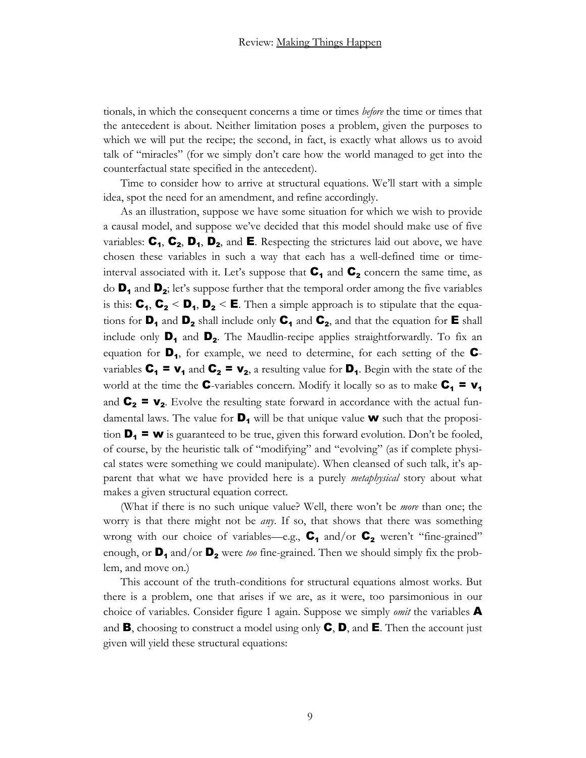tionals, in which the consequent concerns a time or times *before* the time or times that the antecedent is about. Neither limitation poses a problem, given the purposes to which we will put the recipe; the second, in fact, is exactly what allows us to avoid talk of "miracles" (for we simply don't care how the world managed to get into the counterfactual state specified in the antecedent).

Time to consider how to arrive at structural equations. We'll start with a simple idea, spot the need for an amendment, and refine accordingly.

As an illustration, suppose we have some situation for which we wish to provide a causal model, and suppose we've decided that this model should make use of five variables: $\mathbf{C_1}$, $\mathbf{C_2}$, $\mathbf{D_1}$, $\mathbf{D_2}$, and $\mathbf{E}$. Respecting the strictures laid out above, we have chosen these variables in such a way that each has a well-defined time or time-interval associated with it. Let's suppose that $\mathbf{C_1}$ and $\mathbf{C_2}$ concern the same time, as do $\mathbf{D_1}$ and $\mathbf{D_2}$; let's suppose further that the temporal order among the five variables is this: $\mathbf{C_1}, \mathbf{C_2} < \mathbf{D_1}, \mathbf{D_2} < \mathbf{E}$. Then a simple approach is to stipulate that the equations for $\mathbf{D_1}$ and $\mathbf{D_2}$ shall include only $\mathbf{C_1}$ and $\mathbf{C_2}$, and that the equation for $\mathbf{E}$ shall include only $\mathbf{D_1}$ and $\mathbf{D_2}$. The Maudlin-recipe applies straightforwardly. To fix an equation for $\mathbf{D_1}$, for example, we need to determine, for each setting of the $\mathbf{C}$-variables $\mathbf{C_1 = v_1}$ and $\mathbf{C_2 = v_2}$, a resulting value for $\mathbf{D_1}$. Begin with the state of the world at the time the $\mathbf{C}$-variables concern. Modify it locally so as to make $\mathbf{C_1 = v_1}$ and $\mathbf{C_2 = v_2}$. Evolve the resulting state forward in accordance with the actual fundamental laws. The value for $\mathbf{D_1}$ will be that unique value $\mathbf{w}$ such that the proposition $\mathbf{D_1 = w}$ is guaranteed to be true, given this forward evolution. Don't be fooled, of course, by the heuristic talk of "modifying" and "evolving" (as if complete physical states were something we could manipulate). When cleansed of such talk, it's apparent that what we have provided here is a purely *metaphysical* story about what makes a given structural equation correct.

(What if there is no such unique value? Well, there won't be *more* than one; the worry is that there might not be *any*. If so, that shows that there was something wrong with our choice of variables—e.g., $\mathbf{C_1}$ and/or $\mathbf{C_2}$ weren't "fine-grained" enough, or $\mathbf{D_1}$ and/or $\mathbf{D_2}$ were *too* fine-grained. Then we should simply fix the problem, and move on.)

This account of the truth-conditions for structural equations almost works. But there is a problem, one that arises if we are, as it were, too parsimonious in our choice of variables. Consider figure 1 again. Suppose we simply *omit* the variables $\mathbf{A}$ and $\mathbf{B}$, choosing to construct a model using only $\mathbf{C}$, $\mathbf{D}$, and $\mathbf{E}$. Then the account just given will yield these structural equations: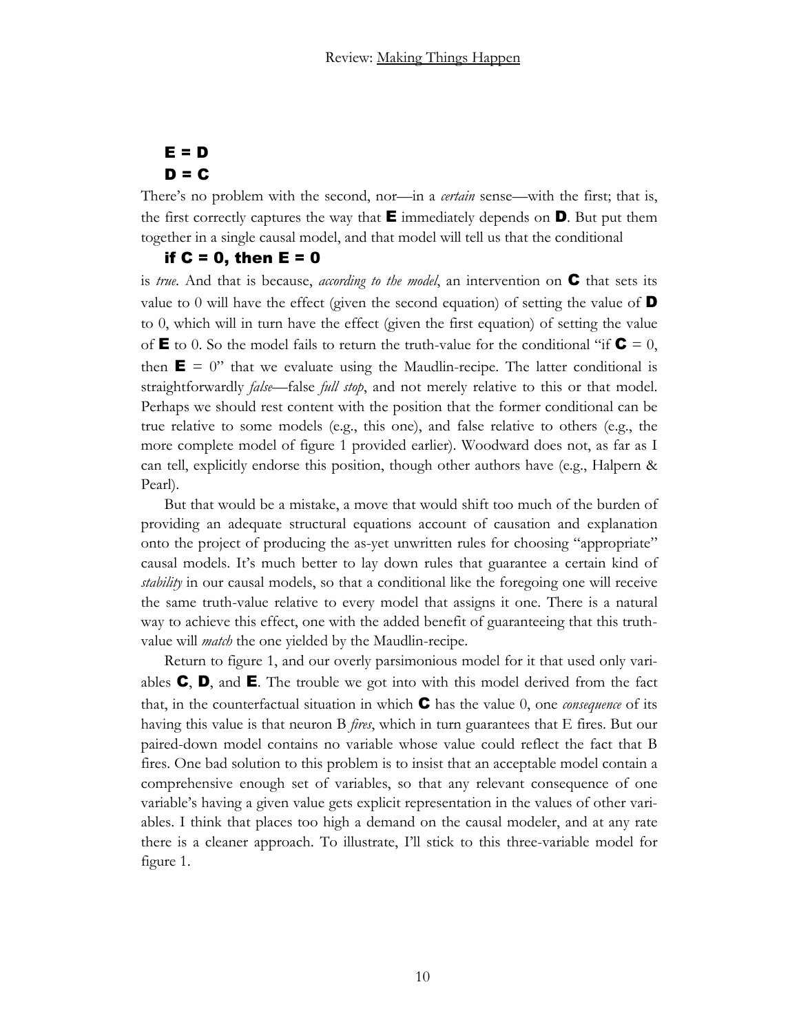**E = D**

**D = C**

There's no problem with the second, nor—in a *certain* sense—with the first; that is, the first correctly captures the way that **E** immediately depends on **D**. But put them together in a single causal model, and that model will tell us that the conditional

**if C = 0, then E = 0**

is *true*. And that is because, *according to the model*, an intervention on **C** that sets its value to 0 will have the effect (given the second equation) of setting the value of **D** to 0, which will in turn have the effect (given the first equation) of setting the value of **E** to 0. So the model fails to return the truth-value for the conditional "if **C** = 0, then **E** = 0" that we evaluate using the Maudlin-recipe. The latter conditional is straightforwardly *false*—false *full stop*, and not merely relative to this or that model. Perhaps we should rest content with the position that the former conditional can be true relative to some models (e.g., this one), and false relative to others (e.g., the more complete model of figure 1 provided earlier). Woodward does not, as far as I can tell, explicitly endorse this position, though other authors have (e.g., Halpern & Pearl).

But that would be a mistake, a move that would shift too much of the burden of providing an adequate structural equations account of causation and explanation onto the project of producing the as-yet unwritten rules for choosing "appropriate" causal models. It's much better to lay down rules that guarantee a certain kind of *stability* in our causal models, so that a conditional like the foregoing one will receive the same truth-value relative to every model that assigns it one. There is a natural way to achieve this effect, one with the added benefit of guaranteeing that this truth-value will *match* the one yielded by the Maudlin-recipe.

Return to figure 1, and our overly parsimonious model for it that used only variables **C**, **D**, and **E**. The trouble we got into with this model derived from the fact that, in the counterfactual situation in which **C** has the value 0, one *consequence* of its having this value is that neuron B *fires*, which in turn guarantees that E fires. But our paired-down model contains no variable whose value could reflect the fact that B fires. One bad solution to this problem is to insist that an acceptable model contain a comprehensive enough set of variables, so that any relevant consequence of one variable's having a given value gets explicit representation in the values of other variables. I think that places too high a demand on the causal modeler, and at any rate there is a cleaner approach. To illustrate, I'll stick to this three-variable model for figure 1.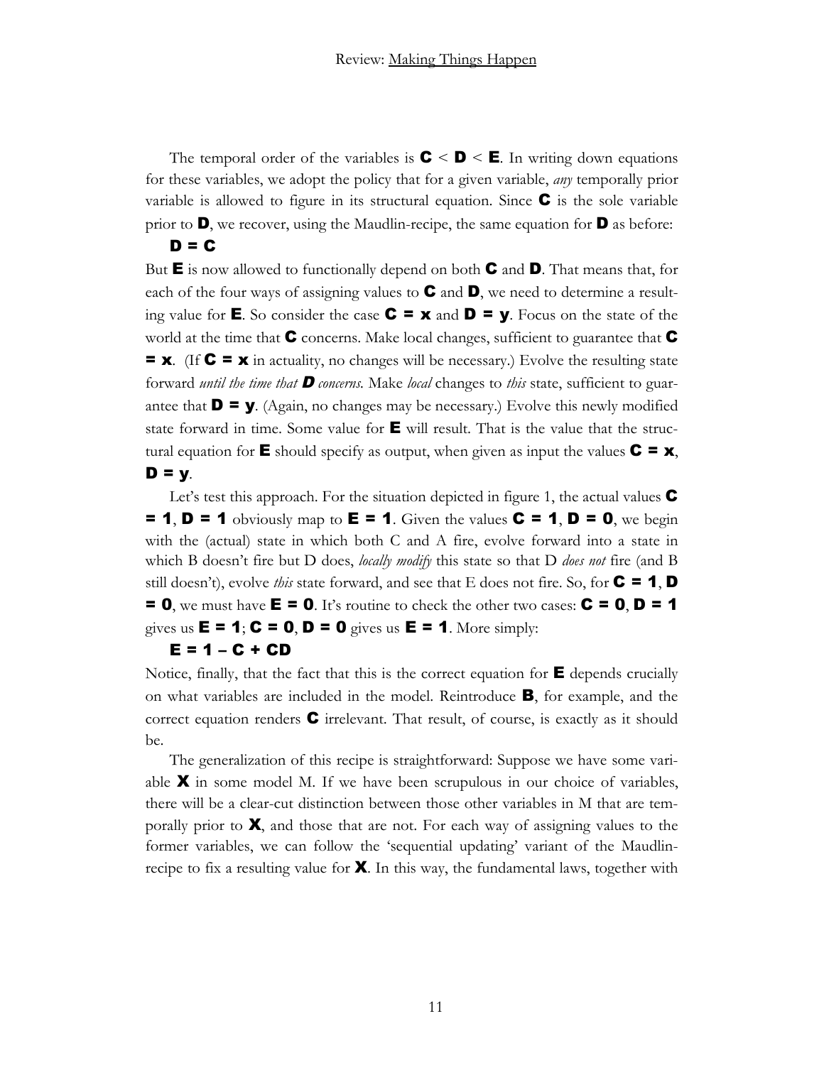The temporal order of the variables is **C** < **D** < **E**. In writing down equations for these variables, we adopt the policy that for a given variable, *any* temporally prior variable is allowed to figure in its structural equation. Since **C** is the sole variable prior to **D**, we recover, using the Maudlin-recipe, the same equation for **D** as before:

**D = C**

But **E** is now allowed to functionally depend on both **C** and **D**. That means that, for each of the four ways of assigning values to **C** and **D**, we need to determine a resulting value for **E**. So consider the case **C = x** and **D = y**. Focus on the state of the world at the time that **C** concerns. Make local changes, sufficient to guarantee that **C = x**. (If **C = x** in actuality, no changes will be necessary.) Evolve the resulting state forward *until the time that **D** concerns*. Make *local* changes to *this* state, sufficient to guarantee that **D = y**. (Again, no changes may be necessary.) Evolve this newly modified state forward in time. Some value for **E** will result. That is the value that the structural equation for **E** should specify as output, when given as input the values **C = x**, **D = y**.

Let's test this approach. For the situation depicted in figure 1, the actual values **C = 1**, **D = 1** obviously map to **E = 1**. Given the values **C = 1**, **D = 0**, we begin with the (actual) state in which both C and A fire, evolve forward into a state in which B doesn't fire but D does, *locally modify* this state so that D *does not* fire (and B still doesn't), evolve *this* state forward, and see that E does not fire. So, for **C = 1**, **D = 0**, we must have **E = 0**. It's routine to check the other two cases: **C = 0**, **D = 1** gives us **E = 1**; **C = 0**, **D = 0** gives us **E = 1**. More simply:

**E = 1 – C + CD**

Notice, finally, that the fact that this is the correct equation for **E** depends crucially on what variables are included in the model. Reintroduce **B**, for example, and the correct equation renders **C** irrelevant. That result, of course, is exactly as it should be.

The generalization of this recipe is straightforward: Suppose we have some variable **X** in some model M. If we have been scrupulous in our choice of variables, there will be a clear-cut distinction between those other variables in M that are temporally prior to **X**, and those that are not. For each way of assigning values to the former variables, we can follow the 'sequential updating' variant of the Maudlin-recipe to fix a resulting value for **X**. In this way, the fundamental laws, together with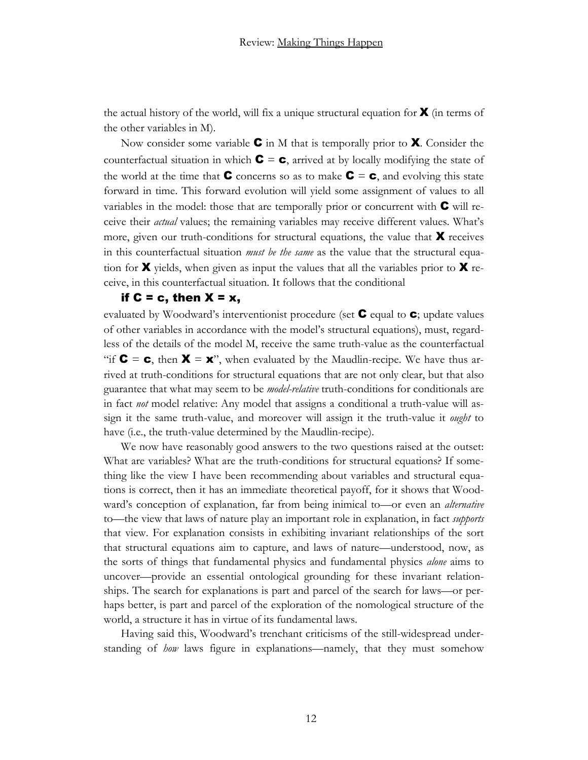the actual history of the world, will fix a unique structural equation for **X** (in terms of the other variables in M).

Now consider some variable **C** in M that is temporally prior to **X**. Consider the counterfactual situation in which **C** = **c**, arrived at by locally modifying the state of the world at the time that **C** concerns so as to make **C** = **c**, and evolving this state forward in time. This forward evolution will yield some assignment of values to all variables in the model: those that are temporally prior or concurrent with **C** will receive their *actual* values; the remaining variables may receive different values. What's more, given our truth-conditions for structural equations, the value that **X** receives in this counterfactual situation *must be the same* as the value that the structural equation for **X** yields, when given as input the values that all the variables prior to **X** receive, in this counterfactual situation. It follows that the conditional

**if C = c, then X = x,**

evaluated by Woodward's interventionist procedure (set **C** equal to **c**; update values of other variables in accordance with the model's structural equations), must, regardless of the details of the model M, receive the same truth-value as the counterfactual "if **C** = **c**, then **X** = **x**", when evaluated by the Maudlin-recipe. We have thus arrived at truth-conditions for structural equations that are not only clear, but that also guarantee that what may seem to be *model-relative* truth-conditions for conditionals are in fact *not* model relative: Any model that assigns a conditional a truth-value will assign it the same truth-value, and moreover will assign it the truth-value it *ought* to have (i.e., the truth-value determined by the Maudlin-recipe).

We now have reasonably good answers to the two questions raised at the outset: What are variables? What are the truth-conditions for structural equations? If something like the view I have been recommending about variables and structural equations is correct, then it has an immediate theoretical payoff, for it shows that Woodward's conception of explanation, far from being inimical to—or even an *alternative* to—the view that laws of nature play an important role in explanation, in fact *supports* that view. For explanation consists in exhibiting invariant relationships of the sort that structural equations aim to capture, and laws of nature—understood, now, as the sorts of things that fundamental physics and fundamental physics *alone* aims to uncover—provide an essential ontological grounding for these invariant relationships. The search for explanations is part and parcel of the search for laws—or perhaps better, is part and parcel of the exploration of the nomological structure of the world, a structure it has in virtue of its fundamental laws.

Having said this, Woodward's trenchant criticisms of the still-widespread understanding of *how* laws figure in explanations—namely, that they must somehow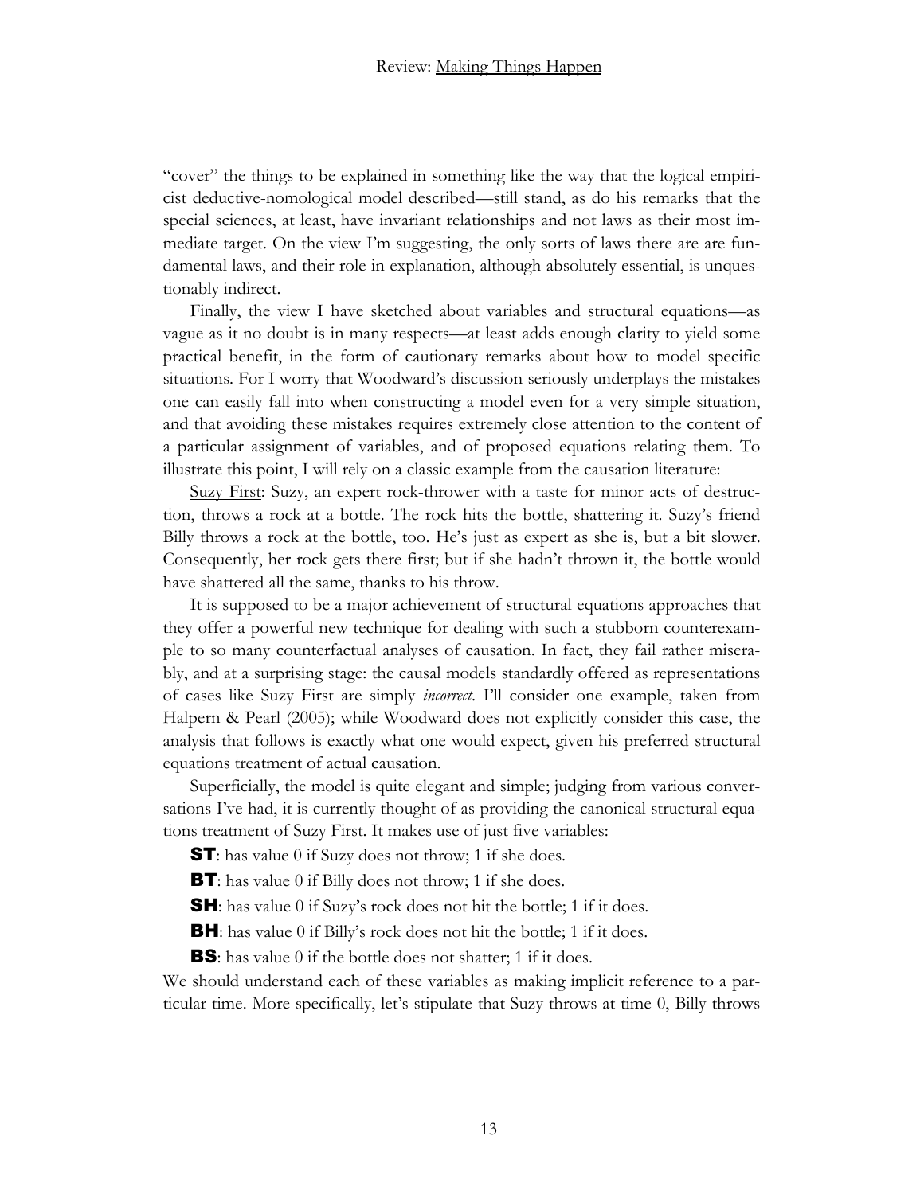"cover" the things to be explained in something like the way that the logical empiricist deductive-nomological model described—still stand, as do his remarks that the special sciences, at least, have invariant relationships and not laws as their most immediate target. On the view I'm suggesting, the only sorts of laws there are are fundamental laws, and their role in explanation, although absolutely essential, is unquestionably indirect.

Finally, the view I have sketched about variables and structural equations—as vague as it no doubt is in many respects—at least adds enough clarity to yield some practical benefit, in the form of cautionary remarks about how to model specific situations. For I worry that Woodward's discussion seriously underplays the mistakes one can easily fall into when constructing a model even for a very simple situation, and that avoiding these mistakes requires extremely close attention to the content of a particular assignment of variables, and of proposed equations relating them. To illustrate this point, I will rely on a classic example from the causation literature:

Suzy First: Suzy, an expert rock-thrower with a taste for minor acts of destruction, throws a rock at a bottle. The rock hits the bottle, shattering it. Suzy's friend Billy throws a rock at the bottle, too. He's just as expert as she is, but a bit slower. Consequently, her rock gets there first; but if she hadn't thrown it, the bottle would have shattered all the same, thanks to his throw.

It is supposed to be a major achievement of structural equations approaches that they offer a powerful new technique for dealing with such a stubborn counterexample to so many counterfactual analyses of causation. In fact, they fail rather miserably, and at a surprising stage: the causal models standardly offered as representations of cases like Suzy First are simply *incorrect*. I'll consider one example, taken from Halpern & Pearl (2005); while Woodward does not explicitly consider this case, the analysis that follows is exactly what one would expect, given his preferred structural equations treatment of actual causation.

Superficially, the model is quite elegant and simple; judging from various conversations I've had, it is currently thought of as providing the canonical structural equations treatment of Suzy First. It makes use of just five variables:

**ST**: has value 0 if Suzy does not throw; 1 if she does.

**BT**: has value 0 if Billy does not throw; 1 if she does.

**SH**: has value 0 if Suzy's rock does not hit the bottle; 1 if it does.

**BH**: has value 0 if Billy's rock does not hit the bottle; 1 if it does.

**BS**: has value 0 if the bottle does not shatter; 1 if it does.

We should understand each of these variables as making implicit reference to a particular time. More specifically, let's stipulate that Suzy throws at time 0, Billy throws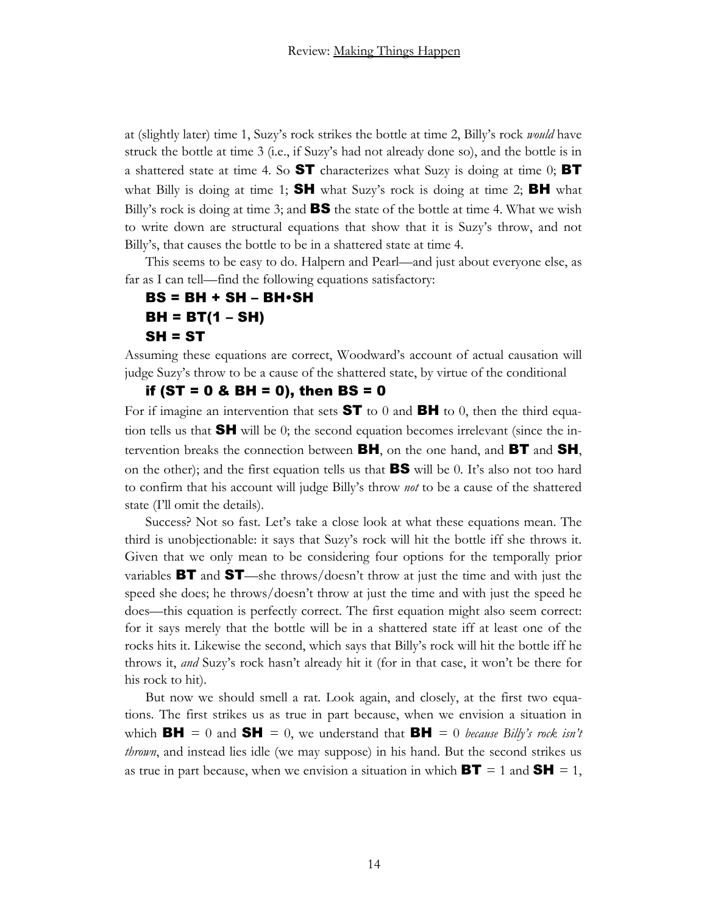at (slightly later) time 1, Suzy's rock strikes the bottle at time 2, Billy's rock *would* have struck the bottle at time 3 (i.e., if Suzy's had not already done so), and the bottle is in a shattered state at time 4. So **ST** characterizes what Suzy is doing at time 0; **BT** what Billy is doing at time 1; **SH** what Suzy's rock is doing at time 2; **BH** what Billy's rock is doing at time 3; and **BS** the state of the bottle at time 4. What we wish to write down are structural equations that show that it is Suzy's throw, and not Billy's, that causes the bottle to be in a shattered state at time 4.

This seems to be easy to do. Halpern and Pearl—and just about everyone else, as far as I can tell—find the following equations satisfactory:

$$\mathbf{BS} = \mathbf{BH} + \mathbf{SH} - \mathbf{BH}\cdot\mathbf{SH}$$
$$\mathbf{BH} = \mathbf{BT}(1 - \mathbf{SH})$$
$$\mathbf{SH} = \mathbf{ST}$$

Assuming these equations are correct, Woodward's account of actual causation will judge Suzy's throw to be a cause of the shattered state, by virtue of the conditional

**if (ST = 0 & BH = 0), then BS = 0**

For if imagine an intervention that sets **ST** to 0 and **BH** to 0, then the third equation tells us that **SH** will be 0; the second equation becomes irrelevant (since the intervention breaks the connection between **BH**, on the one hand, and **BT** and **SH**, on the other); and the first equation tells us that **BS** will be 0. It's also not too hard to confirm that his account will judge Billy's throw *not* to be a cause of the shattered state (I'll omit the details).

Success? Not so fast. Let's take a close look at what these equations mean. The third is unobjectionable: it says that Suzy's rock will hit the bottle iff she throws it. Given that we only mean to be considering four options for the temporally prior variables **BT** and **ST**—she throws/doesn't throw at just the time and with just the speed she does; he throws/doesn't throw at just the time and with just the speed he does—this equation is perfectly correct. The first equation might also seem correct: for it says merely that the bottle will be in a shattered state iff at least one of the rocks hits it. Likewise the second, which says that Billy's rock will hit the bottle iff he throws it, *and* Suzy's rock hasn't already hit it (for in that case, it won't be there for his rock to hit).

But now we should smell a rat. Look again, and closely, at the first two equations. The first strikes us as true in part because, when we envision a situation in which **BH** = 0 and **SH** = 0, we understand that **BH** = 0 *because Billy's rock isn't thrown*, and instead lies idle (we may suppose) in his hand. But the second strikes us as true in part because, when we envision a situation in which **BT** = 1 and **SH** = 1,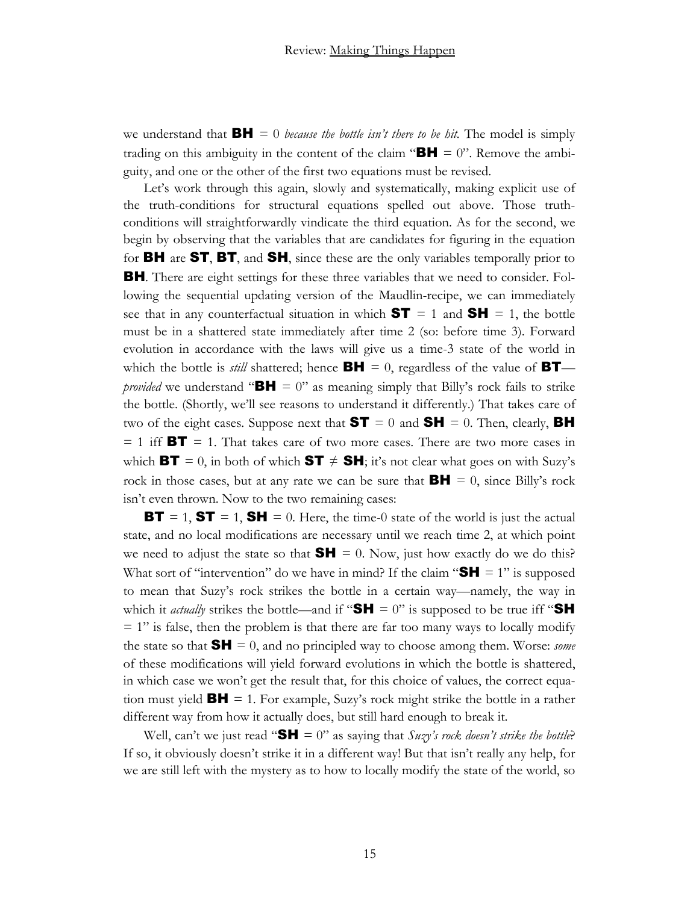we understand that **BH** = 0 *because the bottle isn't there to be hit*. The model is simply trading on this ambiguity in the content of the claim "**BH** = 0". Remove the ambiguity, and one or the other of the first two equations must be revised.

Let's work through this again, slowly and systematically, making explicit use of the truth-conditions for structural equations spelled out above. Those truth-conditions will straightforwardly vindicate the third equation. As for the second, we begin by observing that the variables that are candidates for figuring in the equation for **BH** are **ST**, **BT**, and **SH**, since these are the only variables temporally prior to **BH**. There are eight settings for these three variables that we need to consider. Following the sequential updating version of the Maudlin-recipe, we can immediately see that in any counterfactual situation in which **ST** = 1 and **SH** = 1, the bottle must be in a shattered state immediately after time 2 (so: before time 3). Forward evolution in accordance with the laws will give us a time-3 state of the world in which the bottle is *still* shattered; hence **BH** = 0, regardless of the value of **BT**—*provided* we understand "**BH** = 0" as meaning simply that Billy's rock fails to strike the bottle. (Shortly, we'll see reasons to understand it differently.) That takes care of two of the eight cases. Suppose next that **ST** = 0 and **SH** = 0. Then, clearly, **BH** = 1 iff **BT** = 1. That takes care of two more cases. There are two more cases in which **BT** = 0, in both of which **ST** ≠ **SH**; it's not clear what goes on with Suzy's rock in those cases, but at any rate we can be sure that **BH** = 0, since Billy's rock isn't even thrown. Now to the two remaining cases:

**BT** = 1, **ST** = 1, **SH** = 0. Here, the time-0 state of the world is just the actual state, and no local modifications are necessary until we reach time 2, at which point we need to adjust the state so that **SH** = 0. Now, just how exactly do we do this? What sort of "intervention" do we have in mind? If the claim "**SH** = 1" is supposed to mean that Suzy's rock strikes the bottle in a certain way—namely, the way in which it *actually* strikes the bottle—and if "**SH** = 0" is supposed to be true iff "**SH** = 1" is false, then the problem is that there are far too many ways to locally modify the state so that **SH** = 0, and no principled way to choose among them. Worse: *some* of these modifications will yield forward evolutions in which the bottle is shattered, in which case we won't get the result that, for this choice of values, the correct equation must yield **BH** = 1. For example, Suzy's rock might strike the bottle in a rather different way from how it actually does, but still hard enough to break it.

Well, can't we just read "**SH** = 0" as saying that *Suzy's rock doesn't strike the bottle*? If so, it obviously doesn't strike it in a different way! But that isn't really any help, for we are still left with the mystery as to how to locally modify the state of the world, so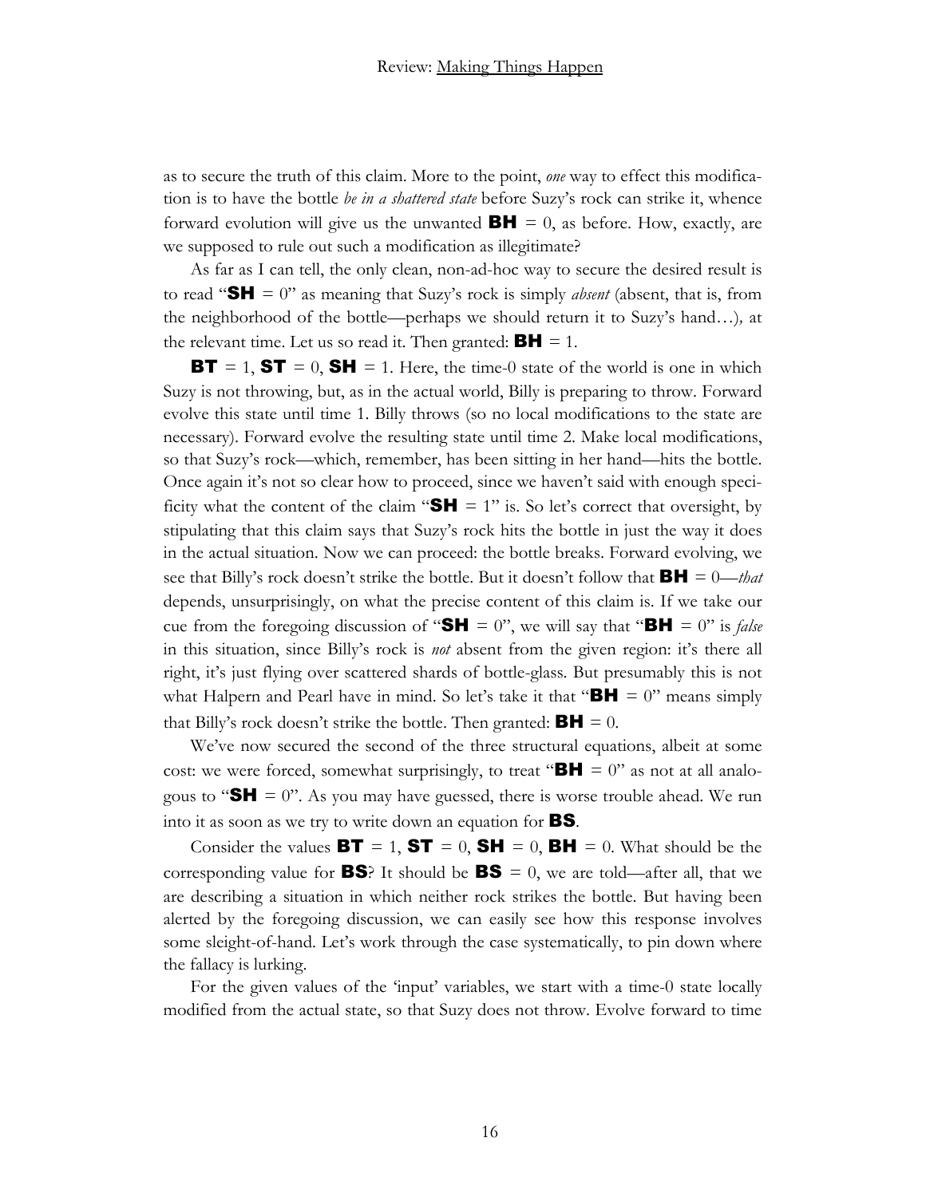as to secure the truth of this claim. More to the point, *one* way to effect this modification is to have the bottle *be in a shattered state* before Suzy's rock can strike it, whence forward evolution will give us the unwanted **BH** = 0, as before. How, exactly, are we supposed to rule out such a modification as illegitimate?

As far as I can tell, the only clean, non-ad-hoc way to secure the desired result is to read "**SH** = 0" as meaning that Suzy's rock is simply *absent* (absent, that is, from the neighborhood of the bottle—perhaps we should return it to Suzy's hand…)*,* at the relevant time. Let us so read it. Then granted: **BH** = 1.

**BT** = 1, **ST** = 0, **SH** = 1. Here, the time-0 state of the world is one in which Suzy is not throwing, but, as in the actual world, Billy is preparing to throw. Forward evolve this state until time 1. Billy throws (so no local modifications to the state are necessary). Forward evolve the resulting state until time 2. Make local modifications, so that Suzy's rock—which, remember, has been sitting in her hand—hits the bottle. Once again it's not so clear how to proceed, since we haven't said with enough specificity what the content of the claim "**SH** = 1" is. So let's correct that oversight, by stipulating that this claim says that Suzy's rock hits the bottle in just the way it does in the actual situation. Now we can proceed: the bottle breaks. Forward evolving, we see that Billy's rock doesn't strike the bottle. But it doesn't follow that **BH** = 0—*that* depends, unsurprisingly, on what the precise content of this claim is. If we take our cue from the foregoing discussion of "**SH** = 0", we will say that "**BH** = 0" is *false* in this situation, since Billy's rock is *not* absent from the given region: it's there all right, it's just flying over scattered shards of bottle-glass. But presumably this is not what Halpern and Pearl have in mind. So let's take it that "**BH** = 0" means simply that Billy's rock doesn't strike the bottle. Then granted: **BH** = 0.

We've now secured the second of the three structural equations, albeit at some cost: we were forced, somewhat surprisingly, to treat "**BH** = 0" as not at all analogous to "**SH** = 0". As you may have guessed, there is worse trouble ahead. We run into it as soon as we try to write down an equation for **BS**.

Consider the values **BT** = 1, **ST** = 0, **SH** = 0, **BH** = 0. What should be the corresponding value for **BS**? It should be **BS** = 0, we are told—after all, that we are describing a situation in which neither rock strikes the bottle. But having been alerted by the foregoing discussion, we can easily see how this response involves some sleight-of-hand. Let's work through the case systematically, to pin down where the fallacy is lurking.

For the given values of the 'input' variables, we start with a time-0 state locally modified from the actual state, so that Suzy does not throw. Evolve forward to time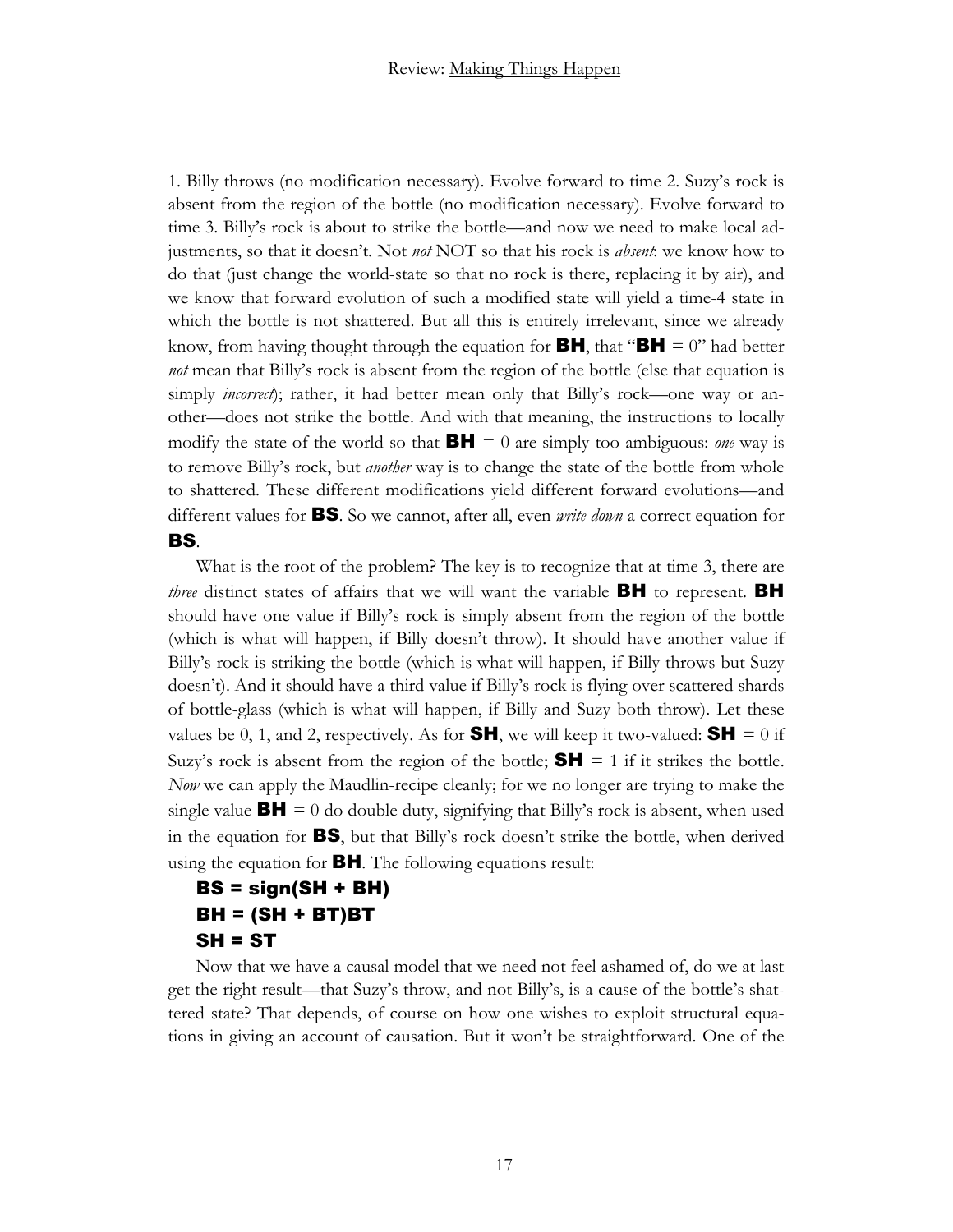1. Billy throws (no modification necessary). Evolve forward to time 2. Suzy's rock is absent from the region of the bottle (no modification necessary). Evolve forward to time 3. Billy's rock is about to strike the bottle—and now we need to make local adjustments, so that it doesn't. Not *not* NOT so that his rock is *absent*: we know how to do that (just change the world-state so that no rock is there, replacing it by air), and we know that forward evolution of such a modified state will yield a time-4 state in which the bottle is not shattered. But all this is entirely irrelevant, since we already know, from having thought through the equation for **BH**, that "**BH** = 0" had better *not* mean that Billy's rock is absent from the region of the bottle (else that equation is simply *incorrect*); rather, it had better mean only that Billy's rock—one way or another—does not strike the bottle. And with that meaning, the instructions to locally modify the state of the world so that **BH** = 0 are simply too ambiguous: *one* way is to remove Billy's rock, but *another* way is to change the state of the bottle from whole to shattered. These different modifications yield different forward evolutions—and different values for **BS**. So we cannot, after all, even *write down* a correct equation for **BS**.

What is the root of the problem? The key is to recognize that at time 3, there are *three* distinct states of affairs that we will want the variable **BH** to represent. **BH** should have one value if Billy's rock is simply absent from the region of the bottle (which is what will happen, if Billy doesn't throw). It should have another value if Billy's rock is striking the bottle (which is what will happen, if Billy throws but Suzy doesn't). And it should have a third value if Billy's rock is flying over scattered shards of bottle-glass (which is what will happen, if Billy and Suzy both throw). Let these values be 0, 1, and 2, respectively. As for **SH**, we will keep it two-valued: **SH** = 0 if Suzy's rock is absent from the region of the bottle; **SH** = 1 if it strikes the bottle. *Now* we can apply the Maudlin-recipe cleanly; for we no longer are trying to make the single value **BH** = 0 do double duty, signifying that Billy's rock is absent, when used in the equation for **BS**, but that Billy's rock doesn't strike the bottle, when derived using the equation for **BH**. The following equations result:

**BS = sign(SH + BH)**
**BH = (SH + BT)BT**
**SH = ST**

Now that we have a causal model that we need not feel ashamed of, do we at last get the right result—that Suzy's throw, and not Billy's, is a cause of the bottle's shattered state? That depends, of course on how one wishes to exploit structural equations in giving an account of causation. But it won't be straightforward. One of the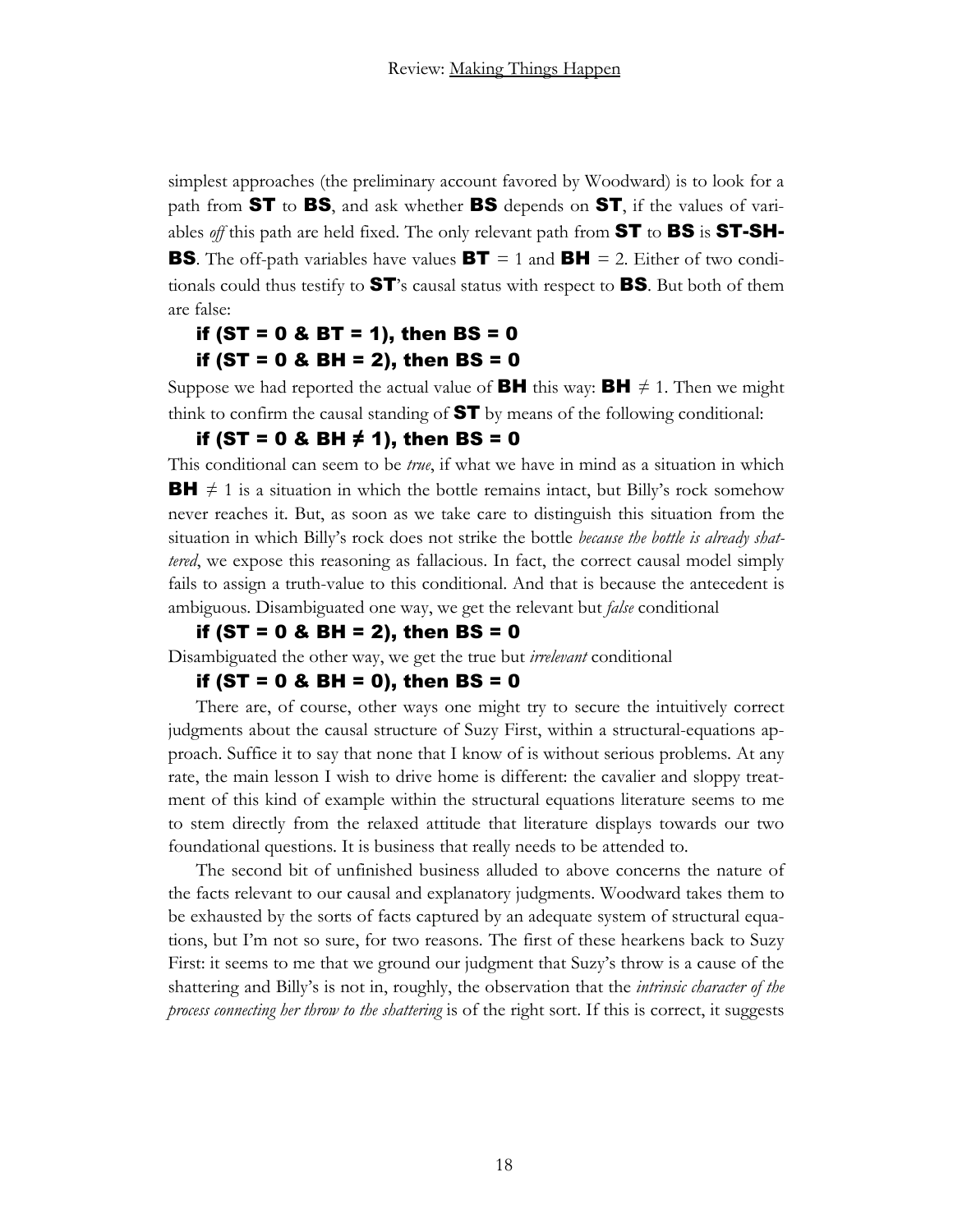simplest approaches (the preliminary account favored by Woodward) is to look for a path from **ST** to **BS**, and ask whether **BS** depends on **ST**, if the values of variables *off* this path are held fixed. The only relevant path from **ST** to **BS** is **ST-SH-BS**. The off-path variables have values **BT** = 1 and **BH** = 2. Either of two conditionals could thus testify to **ST**'s causal status with respect to **BS**. But both of them are false:

**if (ST = 0 & BT = 1), then BS = 0**
**if (ST = 0 & BH = 2), then BS = 0**

Suppose we had reported the actual value of **BH** this way: **BH** $\neq$ 1. Then we might think to confirm the causal standing of **ST** by means of the following conditional:

**if (ST = 0 & BH ≠ 1), then BS = 0**

This conditional can seem to be *true*, if what we have in mind as a situation in which **BH** $\neq$ 1 is a situation in which the bottle remains intact, but Billy's rock somehow never reaches it. But, as soon as we take care to distinguish this situation from the situation in which Billy's rock does not strike the bottle *because the bottle is already shattered*, we expose this reasoning as fallacious. In fact, the correct causal model simply fails to assign a truth-value to this conditional. And that is because the antecedent is ambiguous. Disambiguated one way, we get the relevant but *false* conditional

**if (ST = 0 & BH = 2), then BS = 0**

Disambiguated the other way, we get the true but *irrelevant* conditional

**if (ST = 0 & BH = 0), then BS = 0**

There are, of course, other ways one might try to secure the intuitively correct judgments about the causal structure of Suzy First, within a structural-equations approach. Suffice it to say that none that I know of is without serious problems. At any rate, the main lesson I wish to drive home is different: the cavalier and sloppy treatment of this kind of example within the structural equations literature seems to me to stem directly from the relaxed attitude that literature displays towards our two foundational questions. It is business that really needs to be attended to.

The second bit of unfinished business alluded to above concerns the nature of the facts relevant to our causal and explanatory judgments. Woodward takes them to be exhausted by the sorts of facts captured by an adequate system of structural equations, but I'm not so sure, for two reasons. The first of these hearkens back to Suzy First: it seems to me that we ground our judgment that Suzy's throw is a cause of the shattering and Billy's is not in, roughly, the observation that the *intrinsic character of the process connecting her throw to the shattering* is of the right sort. If this is correct, it suggests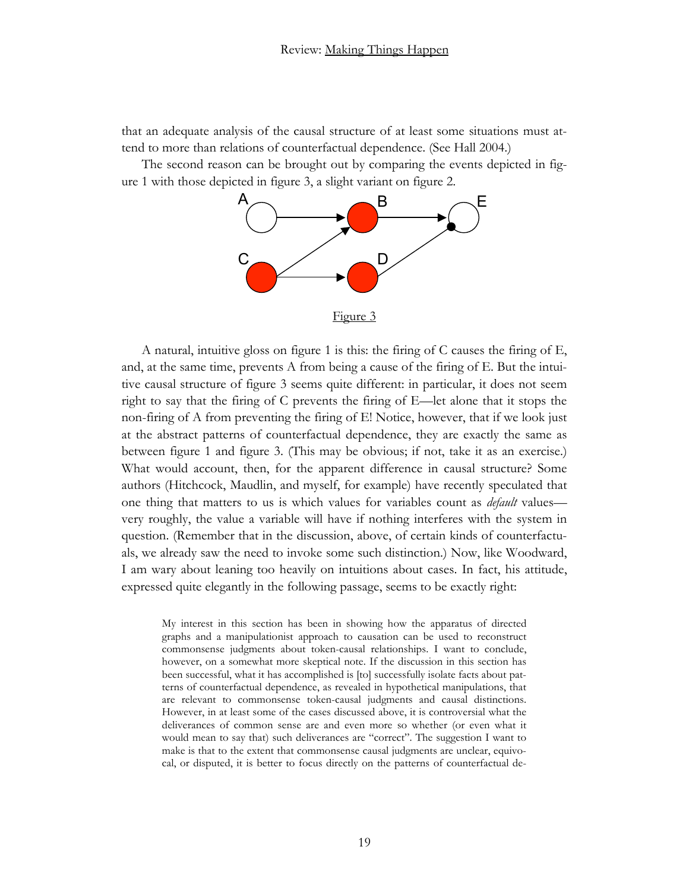that an adequate analysis of the causal structure of at least some situations must attend to more than relations of counterfactual dependence. (See Hall 2004.)

The second reason can be brought out by comparing the events depicted in figure 1 with those depicted in figure 3, a slight variant on figure 2.

Figure 3

A natural, intuitive gloss on figure 1 is this: the firing of C causes the firing of E, and, at the same time, prevents A from being a cause of the firing of E. But the intuitive causal structure of figure 3 seems quite different: in particular, it does not seem right to say that the firing of C prevents the firing of E—let alone that it stops the non-firing of A from preventing the firing of E! Notice, however, that if we look just at the abstract patterns of counterfactual dependence, they are exactly the same as between figure 1 and figure 3. (This may be obvious; if not, take it as an exercise.) What would account, then, for the apparent difference in causal structure? Some authors (Hitchcock, Maudlin, and myself, for example) have recently speculated that one thing that matters to us is which values for variables count as *default* values—very roughly, the value a variable will have if nothing interferes with the system in question. (Remember that in the discussion, above, of certain kinds of counterfactuals, we already saw the need to invoke some such distinction.) Now, like Woodward, I am wary about leaning too heavily on intuitions about cases. In fact, his attitude, expressed quite elegantly in the following passage, seems to be exactly right:

> My interest in this section has been in showing how the apparatus of directed graphs and a manipulationist approach to causation can be used to reconstruct commonsense judgments about token-causal relationships. I want to conclude, however, on a somewhat more skeptical note. If the discussion in this section has been successful, what it has accomplished is [to] successfully isolate facts about patterns of counterfactual dependence, as revealed in hypothetical manipulations, that are relevant to commonsense token-causal judgments and causal distinctions. However, in at least some of the cases discussed above, it is controversial what the deliverances of common sense are and even more so whether (or even what it would mean to say that) such deliverances are "correct". The suggestion I want to make is that to the extent that commonsense causal judgments are unclear, equivocal, or disputed, it is better to focus directly on the patterns of counterfactual de-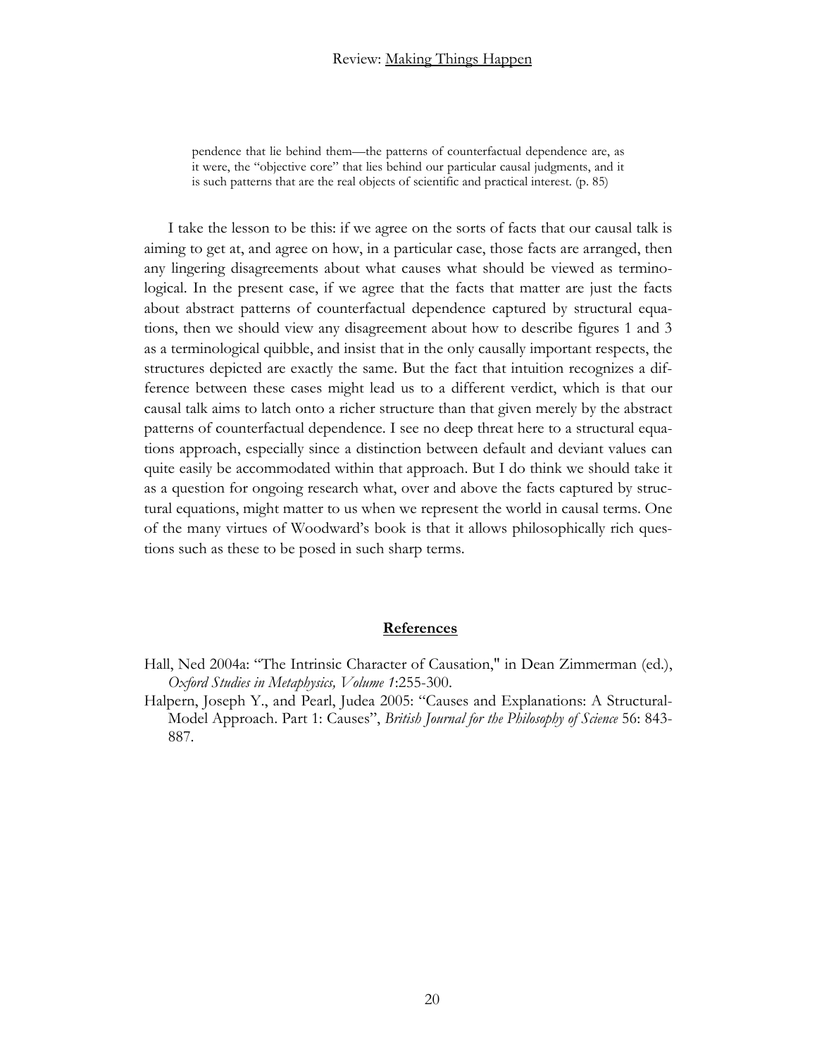> pendence that lie behind them—the patterns of counterfactual dependence are, as it were, the "objective core" that lies behind our particular causal judgments, and it is such patterns that are the real objects of scientific and practical interest. (p. 85)

I take the lesson to be this: if we agree on the sorts of facts that our causal talk is aiming to get at, and agree on how, in a particular case, those facts are arranged, then any lingering disagreements about what causes what should be viewed as terminological. In the present case, if we agree that the facts that matter are just the facts about abstract patterns of counterfactual dependence captured by structural equations, then we should view any disagreement about how to describe figures 1 and 3 as a terminological quibble, and insist that in the only causally important respects, the structures depicted are exactly the same. But the fact that intuition recognizes a difference between these cases might lead us to a different verdict, which is that our causal talk aims to latch onto a richer structure than that given merely by the abstract patterns of counterfactual dependence. I see no deep threat here to a structural equations approach, especially since a distinction between default and deviant values can quite easily be accommodated within that approach. But I do think we should take it as a question for ongoing research what, over and above the facts captured by structural equations, might matter to us when we represent the world in causal terms. One of the many virtues of Woodward's book is that it allows philosophically rich questions such as these to be posed in such sharp terms.

## **References**

Hall, Ned 2004a: "The Intrinsic Character of Causation," in Dean Zimmerman (ed.), *Oxford Studies in Metaphysics, Volume 1*:255-300.

Halpern, Joseph Y., and Pearl, Judea 2005: "Causes and Explanations: A Structural-Model Approach. Part 1: Causes", *British Journal for the Philosophy of Science* 56: 843-887.